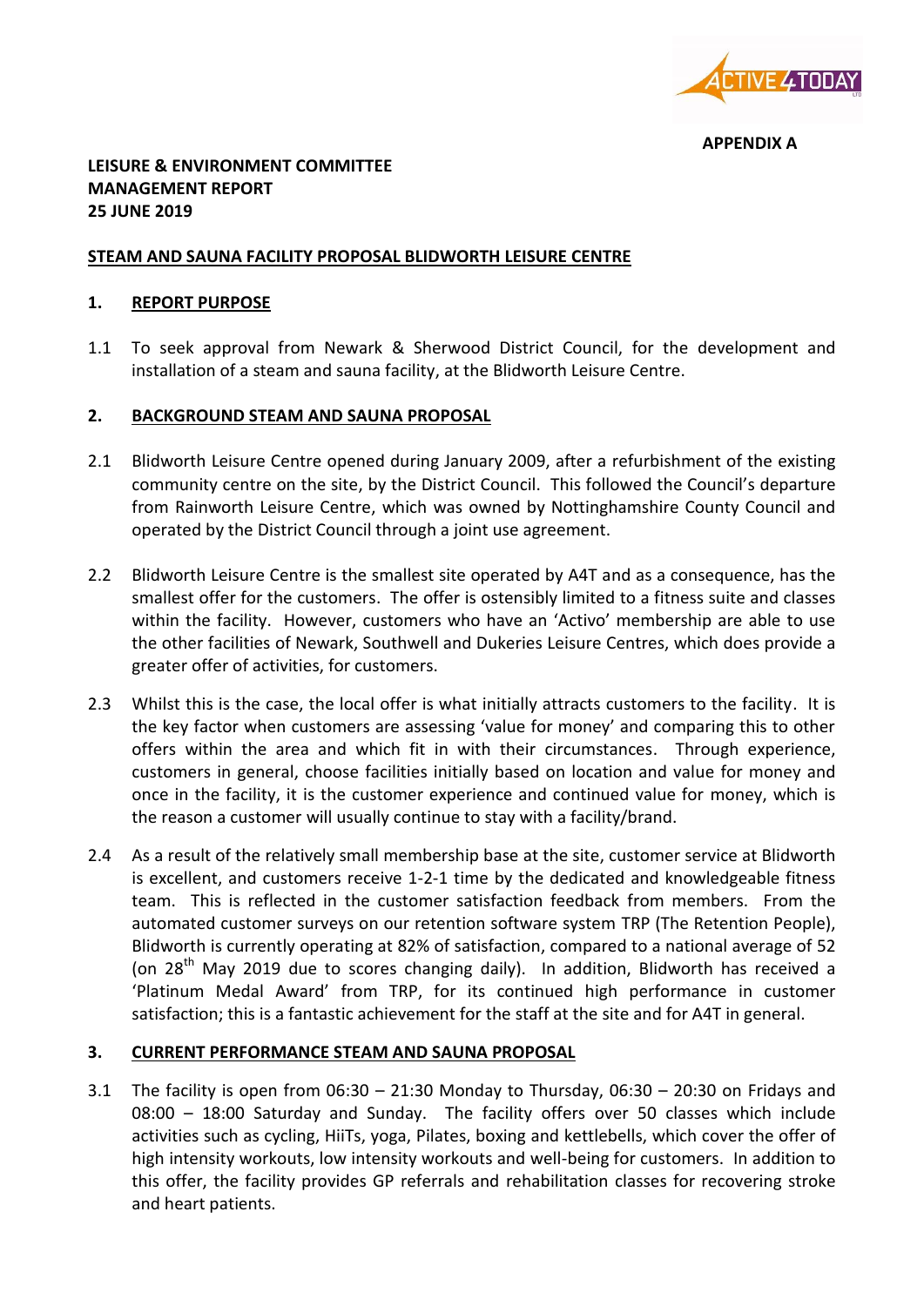**APPENDIX A**

**LEISURE & ENVIRONMENT COMMITTEE**
**MANAGEMENT REPORT**
**25 JUNE 2019**

**STEAM AND SAUNA FACILITY PROPOSAL BLIDWORTH LEISURE CENTRE**

## 1. REPORT PURPOSE

1.1 To seek approval from Newark & Sherwood District Council, for the development and installation of a steam and sauna facility, at the Blidworth Leisure Centre.

## 2. BACKGROUND STEAM AND SAUNA PROPOSAL

2.1 Blidworth Leisure Centre opened during January 2009, after a refurbishment of the existing community centre on the site, by the District Council. This followed the Council's departure from Rainworth Leisure Centre, which was owned by Nottinghamshire County Council and operated by the District Council through a joint use agreement.

2.2 Blidworth Leisure Centre is the smallest site operated by A4T and as a consequence, has the smallest offer for the customers. The offer is ostensibly limited to a fitness suite and classes within the facility. However, customers who have an 'Activo' membership are able to use the other facilities of Newark, Southwell and Dukeries Leisure Centres, which does provide a greater offer of activities, for customers.

2.3 Whilst this is the case, the local offer is what initially attracts customers to the facility. It is the key factor when customers are assessing 'value for money' and comparing this to other offers within the area and which fit in with their circumstances. Through experience, customers in general, choose facilities initially based on location and value for money and once in the facility, it is the customer experience and continued value for money, which is the reason a customer will usually continue to stay with a facility/brand.

2.4 As a result of the relatively small membership base at the site, customer service at Blidworth is excellent, and customers receive 1-2-1 time by the dedicated and knowledgeable fitness team. This is reflected in the customer satisfaction feedback from members. From the automated customer surveys on our retention software system TRP (The Retention People), Blidworth is currently operating at 82% of satisfaction, compared to a national average of 52 (on 28th May 2019 due to scores changing daily). In addition, Blidworth has received a 'Platinum Medal Award' from TRP, for its continued high performance in customer satisfaction; this is a fantastic achievement for the staff at the site and for A4T in general.

## 3. CURRENT PERFORMANCE STEAM AND SAUNA PROPOSAL

3.1 The facility is open from 06:30 – 21:30 Monday to Thursday, 06:30 – 20:30 on Fridays and 08:00 – 18:00 Saturday and Sunday. The facility offers over 50 classes which include activities such as cycling, HiiTs, yoga, Pilates, boxing and kettlebells, which cover the offer of high intensity workouts, low intensity workouts and well-being for customers. In addition to this offer, the facility provides GP referrals and rehabilitation classes for recovering stroke and heart patients.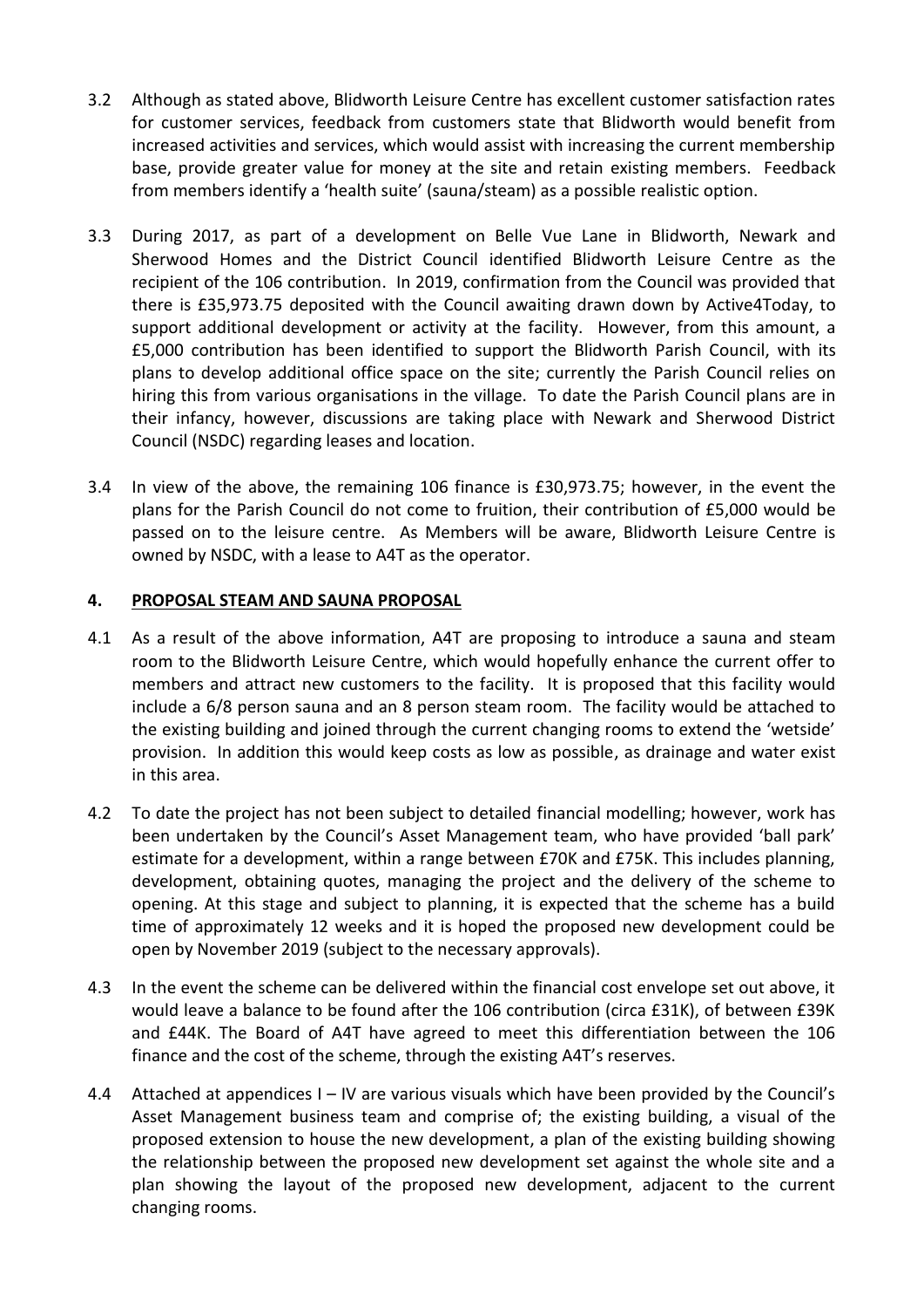3.2 Although as stated above, Blidworth Leisure Centre has excellent customer satisfaction rates for customer services, feedback from customers state that Blidworth would benefit from increased activities and services, which would assist with increasing the current membership base, provide greater value for money at the site and retain existing members. Feedback from members identify a 'health suite' (sauna/steam) as a possible realistic option.

3.3 During 2017, as part of a development on Belle Vue Lane in Blidworth, Newark and Sherwood Homes and the District Council identified Blidworth Leisure Centre as the recipient of the 106 contribution. In 2019, confirmation from the Council was provided that there is £35,973.75 deposited with the Council awaiting drawn down by Active4Today, to support additional development or activity at the facility. However, from this amount, a £5,000 contribution has been identified to support the Blidworth Parish Council, with its plans to develop additional office space on the site; currently the Parish Council relies on hiring this from various organisations in the village. To date the Parish Council plans are in their infancy, however, discussions are taking place with Newark and Sherwood District Council (NSDC) regarding leases and location.

3.4 In view of the above, the remaining 106 finance is £30,973.75; however, in the event the plans for the Parish Council do not come to fruition, their contribution of £5,000 would be passed on to the leisure centre. As Members will be aware, Blidworth Leisure Centre is owned by NSDC, with a lease to A4T as the operator.

## 4. PROPOSAL STEAM AND SAUNA PROPOSAL

4.1 As a result of the above information, A4T are proposing to introduce a sauna and steam room to the Blidworth Leisure Centre, which would hopefully enhance the current offer to members and attract new customers to the facility. It is proposed that this facility would include a 6/8 person sauna and an 8 person steam room. The facility would be attached to the existing building and joined through the current changing rooms to extend the 'wetside' provision. In addition this would keep costs as low as possible, as drainage and water exist in this area.

4.2 To date the project has not been subject to detailed financial modelling; however, work has been undertaken by the Council's Asset Management team, who have provided 'ball park' estimate for a development, within a range between £70K and £75K. This includes planning, development, obtaining quotes, managing the project and the delivery of the scheme to opening. At this stage and subject to planning, it is expected that the scheme has a build time of approximately 12 weeks and it is hoped the proposed new development could be open by November 2019 (subject to the necessary approvals).

4.3 In the event the scheme can be delivered within the financial cost envelope set out above, it would leave a balance to be found after the 106 contribution (circa £31K), of between £39K and £44K. The Board of A4T have agreed to meet this differentiation between the 106 finance and the cost of the scheme, through the existing A4T's reserves.

4.4 Attached at appendices I – IV are various visuals which have been provided by the Council's Asset Management business team and comprise of; the existing building, a visual of the proposed extension to house the new development, a plan of the existing building showing the relationship between the proposed new development set against the whole site and a plan showing the layout of the proposed new development, adjacent to the current changing rooms.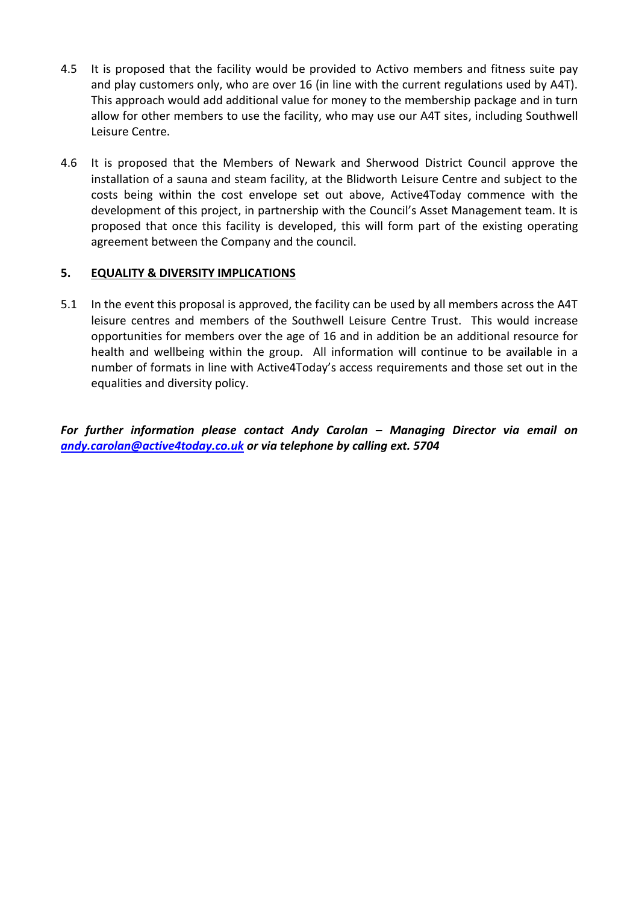4.5 It is proposed that the facility would be provided to Activo members and fitness suite pay and play customers only, who are over 16 (in line with the current regulations used by A4T). This approach would add additional value for money to the membership package and in turn allow for other members to use the facility, who may use our A4T sites, including Southwell Leisure Centre.

4.6 It is proposed that the Members of Newark and Sherwood District Council approve the installation of a sauna and steam facility, at the Blidworth Leisure Centre and subject to the costs being within the cost envelope set out above, Active4Today commence with the development of this project, in partnership with the Council's Asset Management team. It is proposed that once this facility is developed, this will form part of the existing operating agreement between the Company and the council.

## 5. EQUALITY & DIVERSITY IMPLICATIONS

5.1 In the event this proposal is approved, the facility can be used by all members across the A4T leisure centres and members of the Southwell Leisure Centre Trust. This would increase opportunities for members over the age of 16 and in addition be an additional resource for health and wellbeing within the group. All information will continue to be available in a number of formats in line with Active4Today's access requirements and those set out in the equalities and diversity policy.

***For further information please contact Andy Carolan – Managing Director via email on [andy.carolan@active4today.co.uk](mailto:andy.carolan@active4today.co.uk) or via telephone by calling ext. 5704***